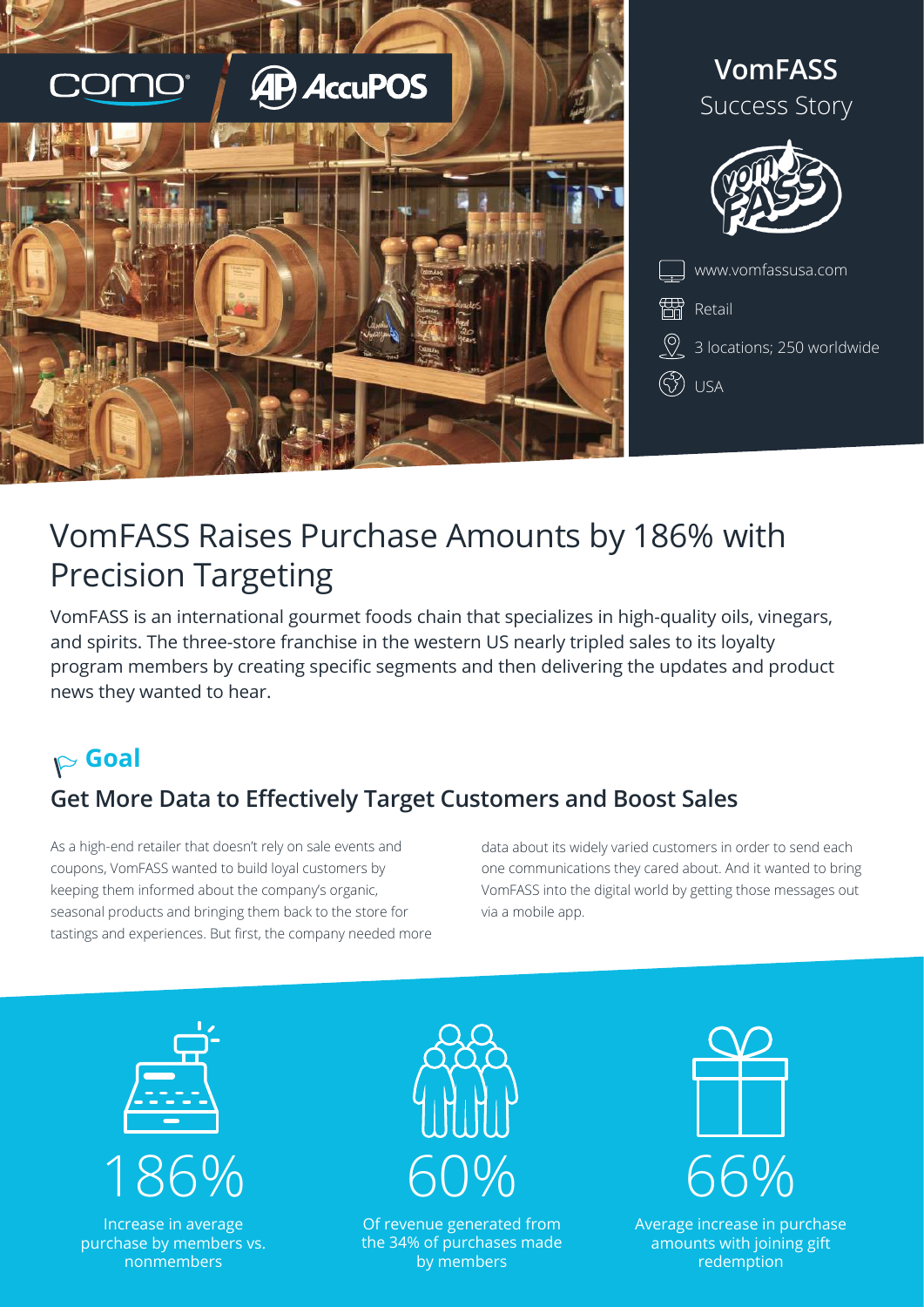como® | AccuPOS

# VomFASS
Success Story

www.vomfassusa.com

Retail

3 locations; 250 worldwide

USA

# VomFASS Raises Purchase Amounts by 186% with Precision Targeting

VomFASS is an international gourmet foods chain that specializes in high-quality oils, vinegars, and spirits. The three-store franchise in the western US nearly tripled sales to its loyalty program members by creating specific segments and then delivering the updates and product news they wanted to hear.

## Goal

### Get More Data to Effectively Target Customers and Boost Sales

As a high-end retailer that doesn't rely on sale events and coupons, VomFASS wanted to build loyal customers by keeping them informed about the company's organic, seasonal products and bringing them back to the store for tastings and experiences. But first, the company needed more data about its widely varied customers in order to send each one communications they cared about. And it wanted to bring VomFASS into the digital world by getting those messages out via a mobile app.

**186%**
Increase in average purchase by members vs. nonmembers

**60%**
Of revenue generated from the 34% of purchases made by members

**66%**
Average increase in purchase amounts with joining gift redemption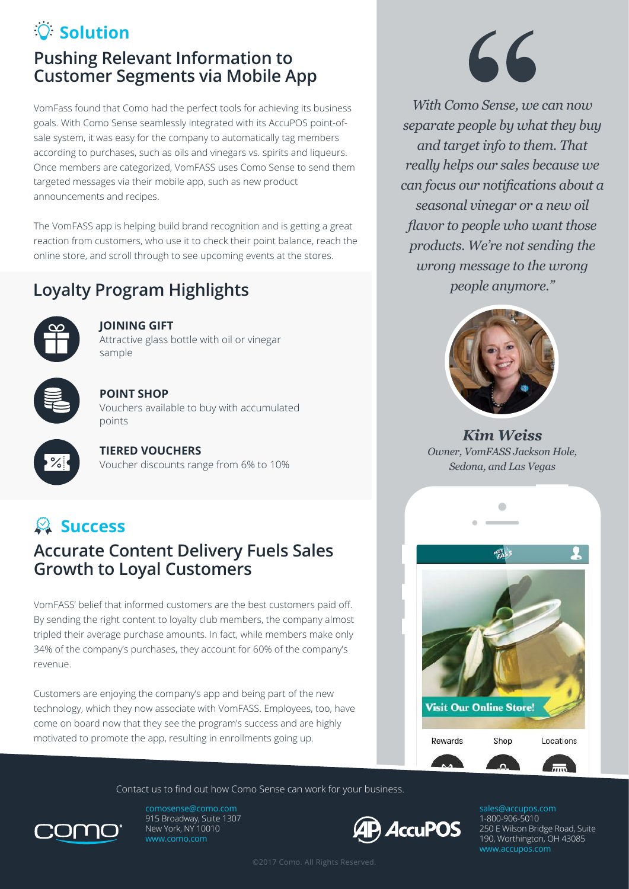# Solution

## Pushing Relevant Information to Customer Segments via Mobile App

VomFass found that Como had the perfect tools for achieving its business goals. With Como Sense seamlessly integrated with its AccuPOS point-of-sale system, it was easy for the company to automatically tag members according to purchases, such as oils and vinegars vs. spirits and liqueurs. Once members are categorized, VomFASS uses Como Sense to send them targeted messages via their mobile app, such as new product announcements and recipes.

The VomFASS app is helping build brand recognition and is getting a great reaction from customers, who use it to check their point balance, reach the online store, and scroll through to see upcoming events at the stores.

## Loyalty Program Highlights

**JOINING GIFT**
Attractive glass bottle with oil or vinegar sample

**POINT SHOP**
Vouchers available to buy with accumulated points

**TIERED VOUCHERS**
Voucher discounts range from 6% to 10%

# Success

## Accurate Content Delivery Fuels Sales Growth to Loyal Customers

VomFASS' belief that informed customers are the best customers paid off. By sending the right content to loyalty club members, the company almost tripled their average purchase amounts. In fact, while members make only 34% of the company's purchases, they account for 60% of the company's revenue.

Customers are enjoying the company's app and being part of the new technology, which they now associate with VomFASS. Employees, too, have come on board now that they see the program's success and are highly motivated to promote the app, resulting in enrollments going up.

> *With Como Sense, we can now separate people by what they buy and target info to them. That really helps our sales because we can focus our notifications about a seasonal vinegar or a new oil flavor to people who want those products. We're not sending the wrong message to the wrong people anymore."*

***Kim Weiss***
*Owner, VomFASS Jackson Hole, Sedona, and Las Vegas*

Visit Our Online Store!

Rewards | Shop | Locations

Contact us to find out how Como Sense can work for your business.

comosense@como.com
915 Broadway, Suite 1307
New York, NY 10010
www.como.com

sales@accupos.com
1-800-906-5010
250 E Wilson Bridge Road, Suite 190, Worthington, OH 43085
www.accupos.com

©2017 Como. All Rights Reserved.